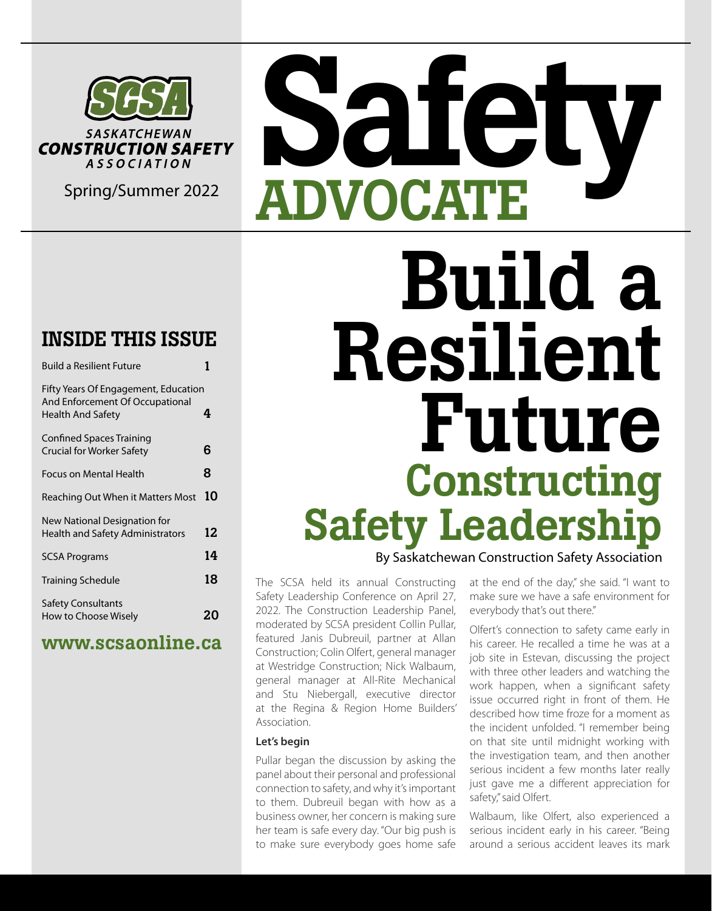**SCSA**

SASKATCHEWAN CONSTRUCTION SAFETY ASSOCIATION

Spring/Summer 2022

# Safety ADVOCATE

## INSIDE THIS ISSUE

| | |
|---|---|
| Build a Resilient Future | 1 |
| Fifty Years Of Engagement, Education And Enforcement Of Occupational Health And Safety | 4 |
| Confined Spaces Training Crucial for Worker Safety | 6 |
| Focus on Mental Health | 8 |
| Reaching Out When it Matters Most | 10 |
| New National Designation for Health and Safety Administrators | 12 |
| SCSA Programs | 14 |
| Training Schedule | 18 |
| Safety Consultants How to Choose Wisely | 20 |

**www.scsaonline.ca**

# Build a Resilient Future

## Constructing Safety Leadership

By Saskatchewan Construction Safety Association

The SCSA held its annual Constructing Safety Leadership Conference on April 27, 2022. The Construction Leadership Panel, moderated by SCSA president Collin Pullar, featured Janis Dubreuil, partner at Allan Construction; Colin Olfert, general manager at Westridge Construction; Nick Walbaum, general manager at All-Rite Mechanical and Stu Niebergall, executive director at the Regina & Region Home Builders' Association.

### Let's begin

Pullar began the discussion by asking the panel about their personal and professional connection to safety, and why it's important to them. Dubreuil began with how as a business owner, her concern is making sure her team is safe every day. "Our big push is to make sure everybody goes home safe at the end of the day," she said. "I want to make sure we have a safe environment for everybody that's out there."

Olfert's connection to safety came early in his career. He recalled a time he was at a job site in Estevan, discussing the project with three other leaders and watching the work happen, when a significant safety issue occurred right in front of them. He described how time froze for a moment as the incident unfolded. "I remember being on that site until midnight working with the investigation team, and then another serious incident a few months later really just gave me a different appreciation for safety," said Olfert.

Walbaum, like Olfert, also experienced a serious incident early in his career. "Being around a serious accident leaves its mark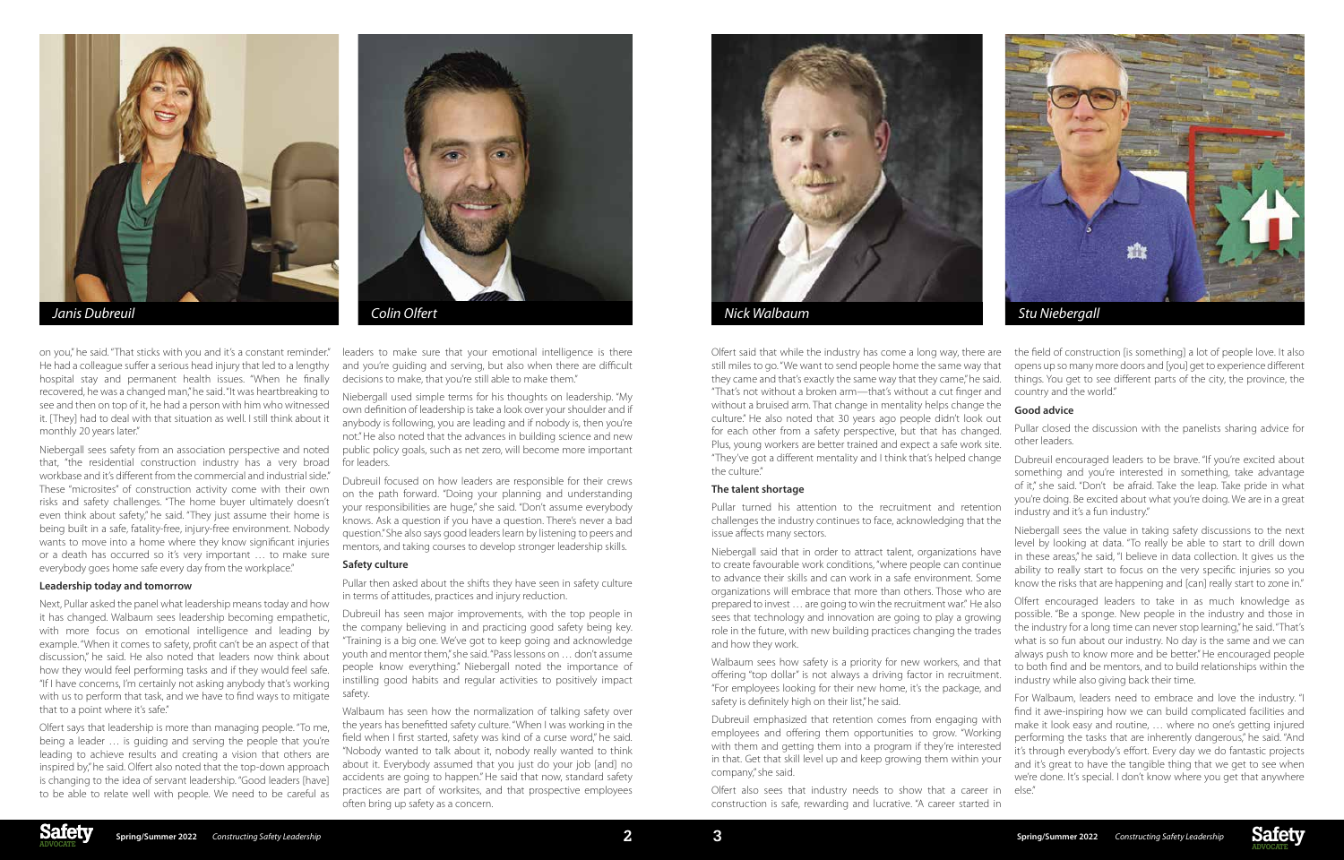Janis Dubreuil

Colin Olfert

Nick Walbaum

Stu Niebergall

on you," he said. "That sticks with you and it's a constant reminder." He had a colleague suffer a serious head injury that led to a lengthy hospital stay and permanent health issues. "When he finally recovered, he was a changed man," he said. "It was heartbreaking to see and then on top of it, he had a person with him who witnessed it. [They] had to deal with that situation as well. I still think about it monthly 20 years later."

Niebergall sees safety from an association perspective and noted that, "the residential construction industry has a very broad workbase and it's different from the commercial and industrial side." These "microsites" of construction activity come with their own risks and safety challenges. "The home buyer ultimately doesn't even think about safety," he said. "They just assume their home is being built in a safe, fatality-free, injury-free environment. Nobody wants to move into a home where they know significant injuries or a death has occurred so it's very important … to make sure everybody goes home safe every day from the workplace."

### Leadership today and tomorrow

Next, Pullar asked the panel what leadership means today and how it has changed. Walbaum sees leadership becoming empathetic, with more focus on emotional intelligence and leading by example. "When it comes to safety, profit can't be an aspect of that discussion," he said. He also noted that leaders now think about how they would feel performing tasks and if they would feel safe. "If I have concerns, I'm certainly not asking anybody that's working with us to perform that task, and we have to find ways to mitigate that to a point where it's safe."

Olfert says that leadership is more than managing people. "To me, being a leader … is guiding and serving the people that you're leading to achieve results and creating a vision that others are inspired by," he said. Olfert also noted that the top-down approach is changing to the idea of servant leadership. "Good leaders [have] to be able to relate well with people. We need to be careful as leaders to make sure that your emotional intelligence is there and you're guiding and serving, but also when there are difficult decisions to make, that you're still able to make them."

Niebergall used simple terms for his thoughts on leadership. "My own definition of leadership is take a look over your shoulder and if anybody is following, you are leading and if nobody is, then you're not." He also noted that the advances in building science and new public policy goals, such as net zero, will become more important for leaders.

Dubreuil focused on how leaders are responsible for their crews on the path forward. "Doing your planning and understanding your responsibilities are huge," she said. "Don't assume everybody knows. Ask a question if you have a question. There's never a bad question." She also says good leaders learn by listening to peers and mentors, and taking courses to develop stronger leadership skills.

### Safety culture

Pullar then asked about the shifts they have seen in safety culture in terms of attitudes, practices and injury reduction.

Dubreuil has seen major improvements, with the top people in the company believing in and practicing good safety being key. "Training is a big one. We've got to keep going and acknowledge youth and mentor them," she said. "Pass lessons on … don't assume people know everything." Niebergall noted the importance of instilling good habits and regular activities to positively impact safety.

Walbaum has seen how the normalization of talking safety over the years has benefitted safety culture. "When I was working in the field when I first started, safety was kind of a curse word," he said. "Nobody wanted to talk about it, nobody really wanted to think about it. Everybody assumed that you just do your job [and] no accidents are going to happen." He said that now, standard safety practices are part of worksites, and that prospective employees often bring up safety as a concern.

Olfert said that while the industry has come a long way, there are still miles to go. "We want to send people home the same way that they came and that's exactly the same way that they came," he said. "That's not without a broken arm—that's without a cut finger and without a bruised arm. That change in mentality helps change the culture." He also noted that 30 years ago people didn't look out for each other from a safety perspective, but that has changed. Plus, young workers are better trained and expect a safe work site. "They've got a different mentality and I think that's helped change the culture."

### The talent shortage

Pullar turned his attention to the recruitment and retention challenges the industry continues to face, acknowledging that the issue affects many sectors.

Niebergall said that in order to attract talent, organizations have to create favourable work conditions, "where people can continue to advance their skills and can work in a safe environment. Some organizations will embrace that more than others. Those who are prepared to invest … are going to win the recruitment war." He also sees that technology and innovation are going to play a growing role in the future, with new building practices changing the trades and how they work.

Walbaum sees how safety is a priority for new workers, and that offering "top dollar" is not always a driving factor in recruitment. "For employees looking for their new home, it's the package, and safety is definitely high on their list," he said.

Dubreuil emphasized that retention comes from engaging with employees and offering them opportunities to grow. "Working with them and getting them into a program if they're interested in that. Get that skill level up and keep growing them within your company," she said.

Olfert also sees that industry needs to show that a career in construction is safe, rewarding and lucrative. "A career started in the field of construction [is something] a lot of people love. It also opens up so many more doors and [you] get to experience different things. You get to see different parts of the city, the province, the country and the world."

### Good advice

Pullar closed the discussion with the panelists sharing advice for other leaders.

Dubreuil encouraged leaders to be brave. "If you're excited about something and you're interested in something, take advantage of it," she said. "Don't be afraid. Take the leap. Take pride in what you're doing. Be excited about what you're doing. We are in a great industry and it's a fun industry."

Niebergall sees the value in taking safety discussions to the next level by looking at data. "To really be able to start to drill down in these areas," he said, "I believe in data collection. It gives us the ability to really start to focus on the very specific injuries so you know the risks that are happening and [can] really start to zone in."

Olfert encouraged leaders to take in as much knowledge as possible. "Be a sponge. New people in the industry and those in the industry for a long time can never stop learning," he said. "That's what is so fun about our industry. No day is the same and we can always push to know more and be better." He encouraged people to both find and be mentors, and to build relationships within the industry while also giving back their time.

For Walbaum, leaders need to embrace and love the industry. "I find it awe-inspiring how we can build complicated facilities and make it look easy and routine, … where no one's getting injured performing the tasks that are inherently dangerous," he said. "And it's through everybody's effort. Every day we do fantastic projects and it's great to have the tangible thing that we get to see when we're done. It's special. I don't know where you get that anywhere else."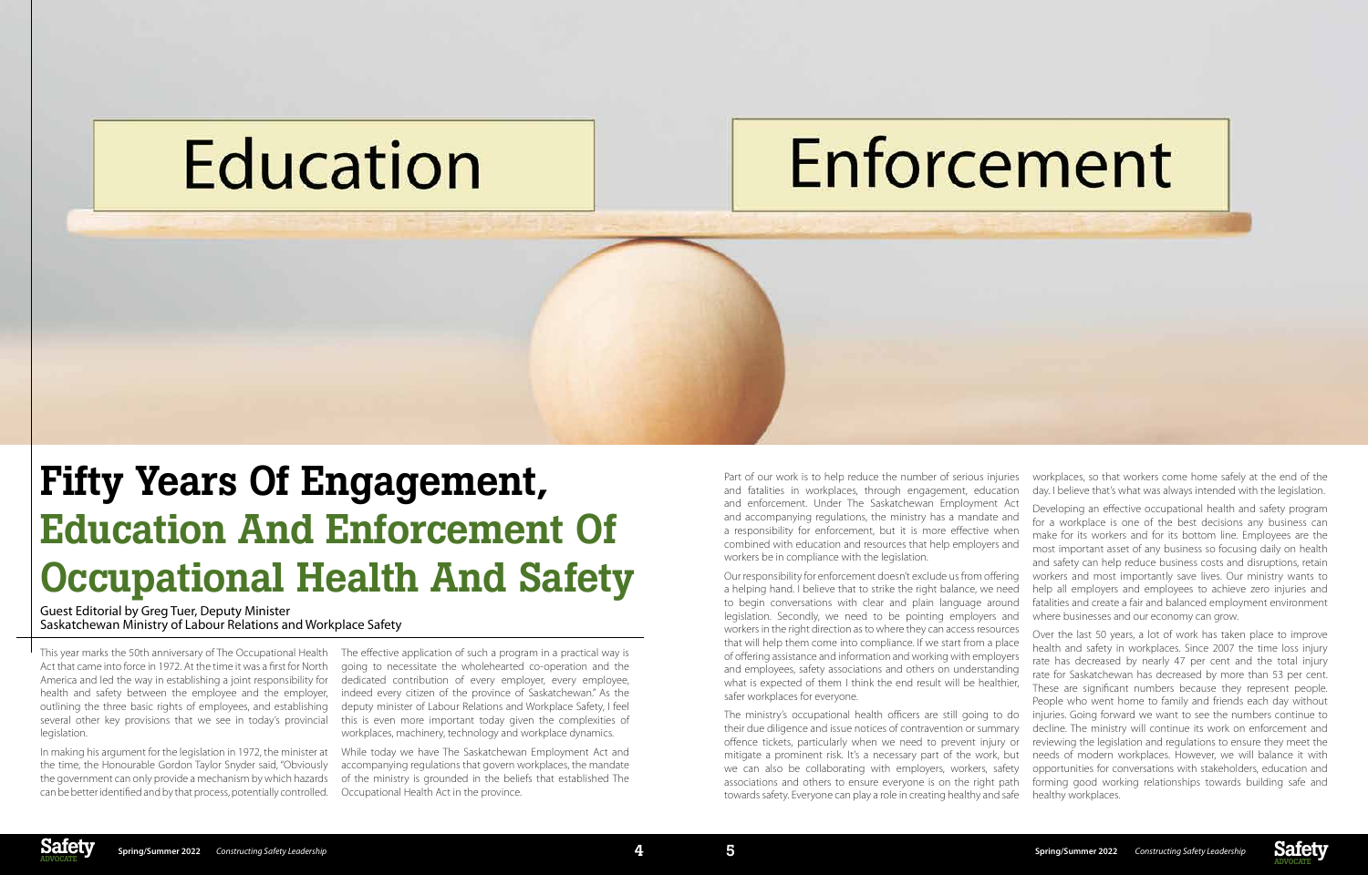Education

Enforcement

# Fifty Years Of Engagement, Education And Enforcement Of Occupational Health And Safety

Guest Editorial by Greg Tuer, Deputy Minister
Saskatchewan Ministry of Labour Relations and Workplace Safety

This year marks the 50th anniversary of The Occupational Health Act that came into force in 1972. At the time it was a first for North America and led the way in establishing a joint responsibility for health and safety between the employee and the employer, outlining the three basic rights of employees, and establishing several other key provisions that we see in today's provincial legislation.

In making his argument for the legislation in 1972, the minister at the time, the Honourable Gordon Taylor Snyder said, "Obviously the government can only provide a mechanism by which hazards can be better identified and by that process, potentially controlled. The effective application of such a program in a practical way is going to necessitate the wholehearted co-operation and the dedicated contribution of every employer, every employee, indeed every citizen of the province of Saskatchewan." As the deputy minister of Labour Relations and Workplace Safety, I feel this is even more important today given the complexities of workplaces, machinery, technology and workplace dynamics.

While today we have The Saskatchewan Employment Act and accompanying regulations that govern workplaces, the mandate of the ministry is grounded in the beliefs that established The Occupational Health Act in the province.

Part of our work is to help reduce the number of serious injuries and fatalities in workplaces, through engagement, education and enforcement. Under The Saskatchewan Employment Act and accompanying regulations, the ministry has a mandate and a responsibility for enforcement, but it is more effective when combined with education and resources that help employers and workers be in compliance with the legislation.

Our responsibility for enforcement doesn't exclude us from offering a helping hand. I believe that to strike the right balance, we need to begin conversations with clear and plain language around legislation. Secondly, we need to be pointing employers and workers in the right direction as to where they can access resources that will help them come into compliance. If we start from a place of offering assistance and information and working with employers and employees, safety associations and others on understanding what is expected of them I think the end result will be healthier, safer workplaces for everyone.

The ministry's occupational health officers are still going to do their due diligence and issue notices of contravention or summary offence tickets, particularly when we need to prevent injury or mitigate a prominent risk. It's a necessary part of the work, but we can also be collaborating with employers, workers, safety associations and others to ensure everyone is on the right path towards safety. Everyone can play a role in creating healthy and safe workplaces, so that workers come home safely at the end of the day. I believe that's what was always intended with the legislation.

Developing an effective occupational health and safety program for a workplace is one of the best decisions any business can make for its workers and for its bottom line. Employees are the most important asset of any business so focusing daily on health and safety can help reduce business costs and disruptions, retain workers and most importantly save lives. Our ministry wants to help all employers and employees to achieve zero injuries and fatalities and create a fair and balanced employment environment where businesses and our economy can grow.

Over the last 50 years, a lot of work has taken place to improve health and safety in workplaces. Since 2007 the time loss injury rate has decreased by nearly 47 per cent and the total injury rate for Saskatchewan has decreased by more than 53 per cent. These are significant numbers because they represent people. People who went home to family and friends each day without injuries. Going forward we want to see the numbers continue to decline. The ministry will continue its work on enforcement and reviewing the legislation and regulations to ensure they meet the needs of modern workplaces. However, we will balance it with opportunities for conversations with stakeholders, education and forming good working relationships towards building safe and healthy workplaces.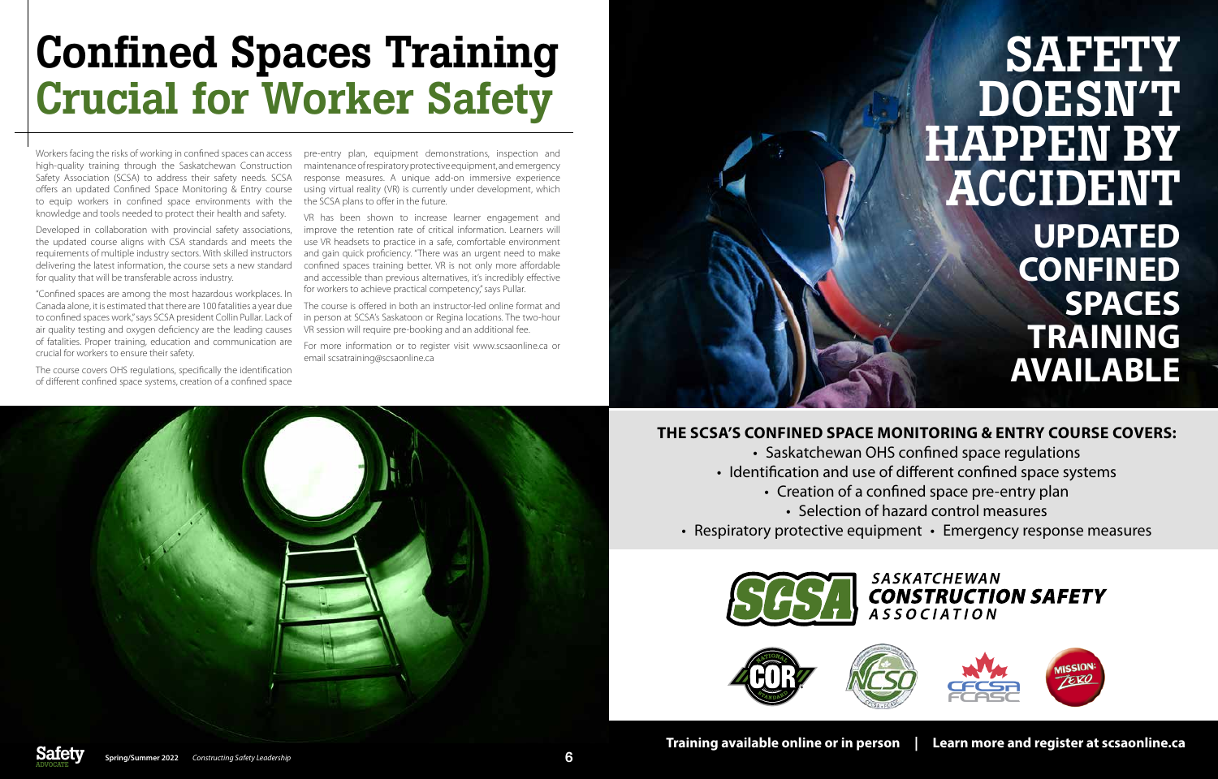# Confined Spaces Training Crucial for Worker Safety

Workers facing the risks of working in confined spaces can access high-quality training through the Saskatchewan Construction Safety Association (SCSA) to address their safety needs. SCSA offers an updated Confined Space Monitoring & Entry course to equip workers in confined space environments with the knowledge and tools needed to protect their health and safety.

Developed in collaboration with provincial safety associations, the updated course aligns with CSA standards and meets the requirements of multiple industry sectors. With skilled instructors delivering the latest information, the course sets a new standard for quality that will be transferable across industry.

"Confined spaces are among the most hazardous workplaces. In Canada alone, it is estimated that there are 100 fatalities a year due to confined spaces work," says SCSA president Collin Pullar. Lack of air quality testing and oxygen deficiency are the leading causes of fatalities. Proper training, education and communication are crucial for workers to ensure their safety.

The course covers OHS regulations, specifically the identification of different confined space systems, creation of a confined space pre-entry plan, equipment demonstrations, inspection and maintenance of respiratory protective equipment, and emergency response measures. A unique add-on immersive experience using virtual reality (VR) is currently under development, which the SCSA plans to offer in the future.

VR has been shown to increase learner engagement and improve the retention rate of critical information. Learners will use VR headsets to practice in a safe, comfortable environment and gain quick proficiency. "There was an urgent need to make confined spaces training better. VR is not only more affordable and accessible than previous alternatives, it's incredibly effective for workers to achieve practical competency," says Pullar.

The course is offered in both an instructor-led online format and in person at SCSA's Saskatoon or Regina locations. The two-hour VR session will require pre-booking and an additional fee.

For more information or to register visit www.scsaonline.ca or email scsatraining@scsaonline.ca

# SAFETY DOESN'T HAPPEN BY ACCIDENT

## UPDATED CONFINED SPACES TRAINING AVAILABLE

**THE SCSA'S CONFINED SPACE MONITORING & ENTRY COURSE COVERS:**

- Saskatchewan OHS confined space regulations
- Identification and use of different confined space systems
- Creation of a confined space pre-entry plan
- Selection of hazard control measures
- Respiratory protective equipment
- Emergency response measures

SASKATCHEWAN CONSTRUCTION SAFETY ASSOCIATION

**Training available online or in person | Learn more and register at scsaonline.ca**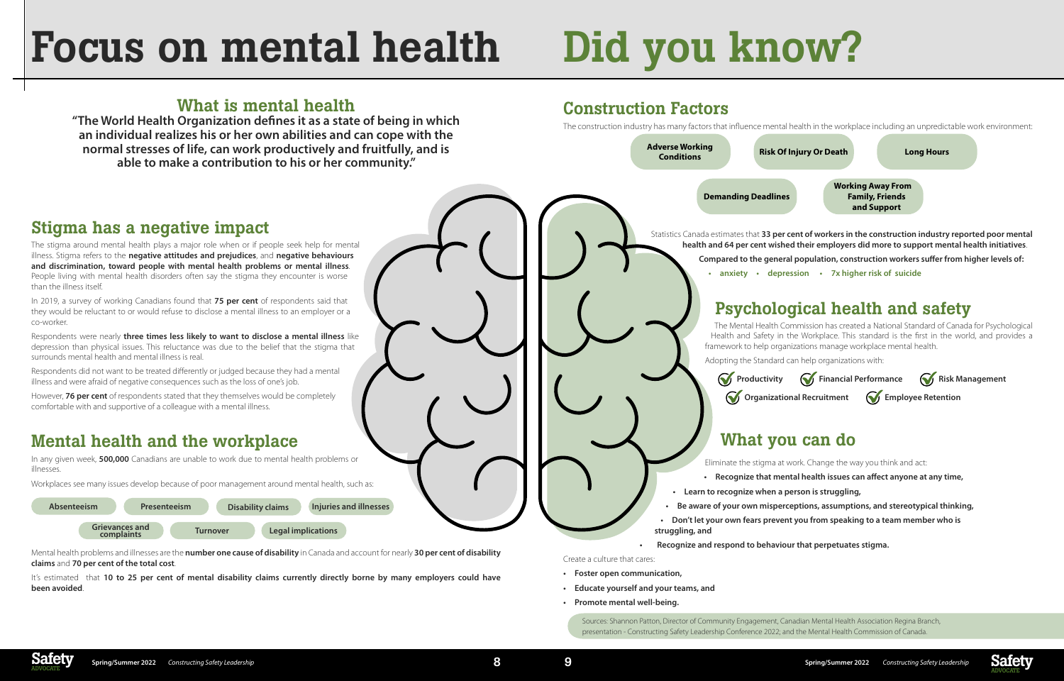# Focus on mental health

## What is mental health

**"The World Health Organization defines it as a state of being in which an individual realizes his or her own abilities and can cope with the normal stresses of life, can work productively and fruitfully, and is able to make a contribution to his or her community."**

## Stigma has a negative impact

The stigma around mental health plays a major role when or if people seek help for mental illness. Stigma refers to the **negative attitudes and prejudices**, and **negative behaviours and discrimination, toward people with mental health problems or mental illness**. People living with mental health disorders often say the stigma they encounter is worse than the illness itself.

In 2019, a survey of working Canadians found that **75 per cent** of respondents said that they would be reluctant to or would refuse to disclose a mental illness to an employer or a co-worker.

Respondents were nearly **three times less likely to want to disclose a mental illness** like depression than physical issues. This reluctance was due to the belief that the stigma that surrounds mental health and mental illness is real.

Respondents did not want to be treated differently or judged because they had a mental illness and were afraid of negative consequences such as the loss of one's job.

However, **76 per cent** of respondents stated that they themselves would be completely comfortable with and supportive of a colleague with a mental illness.

## Mental health and the workplace

In any given week, **500,000** Canadians are unable to work due to mental health problems or illnesses.

Workplaces see many issues develop because of poor management around mental health, such as:

- Absenteeism
- Presenteeism
- Disability claims
- Injuries and illnesses
- Grievances and complaints
- Turnover
- Legal implications

Mental health problems and illnesses are the **number one cause of disability** in Canada and account for nearly **30 per cent of disability claims** and **70 per cent of the total cost**.

It's estimated that **10 to 25 per cent of mental disability claims currently directly borne by many employers could have been avoided**.

# Did you know?

## Construction Factors

The construction industry has many factors that influence mental health in the workplace including an unpredictable work environment:

- Adverse Working Conditions
- Risk Of Injury Or Death
- Long Hours
- Demanding Deadlines
- Working Away From Family, Friends and Support

Statistics Canada estimates that **33 per cent of workers in the construction industry reported poor mental health and 64 per cent wished their employers did more to support mental health initiatives**.

**Compared to the general population, construction workers suffer from higher levels of:**

- **anxiety**
- **depression**
- **7x higher risk of suicide**

## Psychological health and safety

The Mental Health Commission has created a National Standard of Canada for Psychological Health and Safety in the Workplace. This standard is the first in the world, and provides a framework to help organizations manage workplace mental health.

Adopting the Standard can help organizations with:

- Productivity
- Financial Performance
- Risk Management
- Organizational Recruitment
- Employee Retention

## What you can do

Eliminate the stigma at work. Change the way you think and act:

- **Recognize that mental health issues can affect anyone at any time,**
- **Learn to recognize when a person is struggling,**
- **Be aware of your own misperceptions, assumptions, and stereotypical thinking,**
- **Don't let your own fears prevent you from speaking to a team member who is struggling, and**
- **Recognize and respond to behaviour that perpetuates stigma.**

Create a culture that cares:

- **Foster open communication,**
- **Educate yourself and your teams, and**
- **Promote mental well-being.**

Sources: Shannon Patton, Director of Community Engagement, Canadian Mental Health Association Regina Branch, presentation - Constructing Safety Leadership Conference 2022; and the Mental Health Commission of Canada.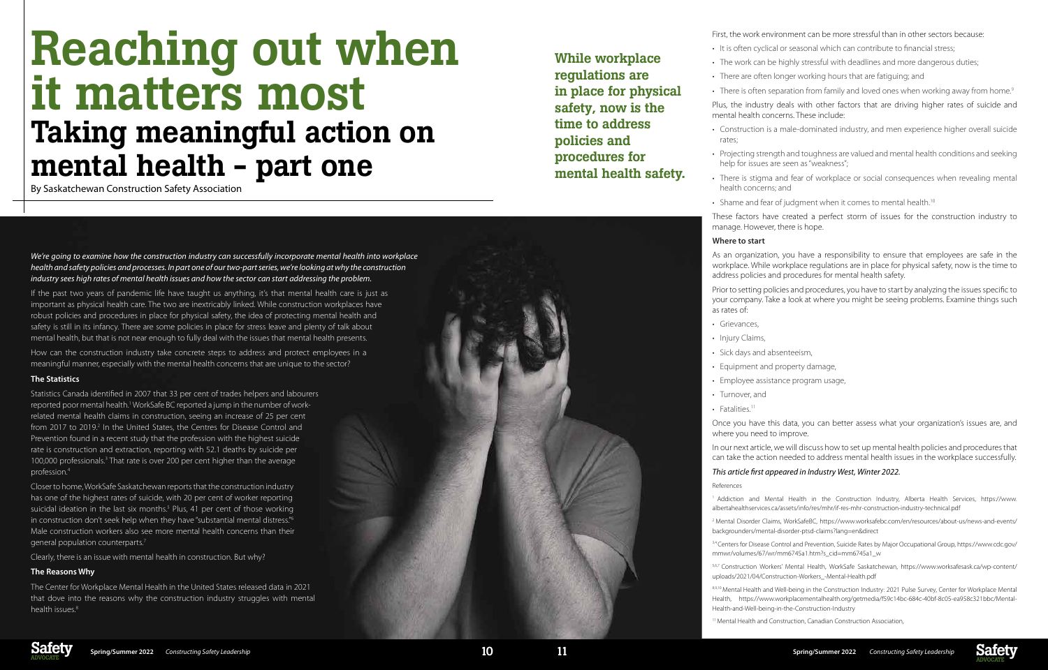# Reaching out when it matters most

## Taking meaningful action on mental health - part one

By Saskatchewan Construction Safety Association

*We're going to examine how the construction industry can successfully incorporate mental health into workplace health and safety policies and processes. In part one of our two-part series, we're looking at why the construction industry sees high rates of mental health issues and how the sector can start addressing the problem.*

If the past two years of pandemic life have taught us anything, it's that mental health care is just as important as physical health care. The two are inextricably linked. While construction workplaces have robust policies and procedures in place for physical safety, the idea of protecting mental health and safety is still in its infancy. There are some policies in place for stress leave and plenty of talk about mental health, but that is not near enough to fully deal with the issues that mental health presents.

How can the construction industry take concrete steps to address and protect employees in a meaningful manner, especially with the mental health concerns that are unique to the sector?

### The Statistics

Statistics Canada identified in 2007 that 33 per cent of trades helpers and labourers reported poor mental health.[1] WorkSafe BC reported a jump in the number of work-related mental health claims in construction, seeing an increase of 25 per cent from 2017 to 2019.[2] In the United States, the Centres for Disease Control and Prevention found in a recent study that the profession with the highest suicide rate is construction and extraction, reporting with 52.1 deaths by suicide per 100,000 professionals.[3] That rate is over 200 per cent higher than the average profession.[4]

Closer to home, WorkSafe Saskatchewan reports that the construction industry has one of the highest rates of suicide, with 20 per cent of worker reporting suicidal ideation in the last six months.[5] Plus, 41 per cent of those working in construction don't seek help when they have "substantial mental distress."[6] Male construction workers also see more mental health concerns than their general population counterparts.[7]

Clearly, there is an issue with mental health in construction. But why?

### The Reasons Why

The Center for Workplace Mental Health in the United States released data in 2021 that dove into the reasons why the construction industry struggles with mental health issues.[8]

**While workplace regulations are in place for physical safety, now is the time to address policies and procedures for mental health safety.**

First, the work environment can be more stressful than in other sectors because:

- It is often cyclical or seasonal which can contribute to financial stress;
- The work can be highly stressful with deadlines and more dangerous duties;
- There are often longer working hours that are fatiguing; and
- There is often separation from family and loved ones when working away from home.[9]

Plus, the industry deals with other factors that are driving higher rates of suicide and mental health concerns. These include:

- Construction is a male-dominated industry, and men experience higher overall suicide rates;
- Projecting strength and toughness are valued and mental health conditions and seeking help for issues are seen as "weakness";
- There is stigma and fear of workplace or social consequences when revealing mental health concerns; and
- Shame and fear of judgment when it comes to mental health.[10]

These factors have created a perfect storm of issues for the construction industry to manage. However, there is hope.

### Where to start

As an organization, you have a responsibility to ensure that employees are safe in the workplace. While workplace regulations are in place for physical safety, now is the time to address policies and procedures for mental health safety.

Prior to setting policies and procedures, you have to start by analyzing the issues specific to your company. Take a look at where you might be seeing problems. Examine things such as rates of:

- Grievances,
- Injury Claims,
- Sick days and absenteeism,
- Equipment and property damage,
- Employee assistance program usage,
- Turnover, and
- Fatalities.[11]

Once you have this data, you can better assess what your organization's issues are, and where you need to improve.

In our next article, we will discuss how to set up mental health policies and procedures that can take the action needed to address mental health issues in the workplace successfully.

*This article first appeared in Industry West, Winter 2022.*

References

[1] Addiction and Mental Health in the Construction Industry, Alberta Health Services, https://www.albertahealthservices.ca/assets/info/res/mhr/if-res-mhr-construction-industry-technical.pdf

[2] Mental Disorder Claims, WorkSafeBC, https://www.worksafebc.com/en/resources/about-us/news-and-events/backgrounders/mental-disorder-ptsd-claims?lang=en&direct

[3,4] Centers for Disease Control and Prevention, Suicide Rates by Major Occupational Group, https://www.cdc.gov/mmwr/volumes/67/wr/mm6745a1.htm?s_cid=mm6745a1_w

[5,6,7] Construction Workers' Mental Health, WorkSafe Saskatchewan, https://www.worksafesask.ca/wp-content/uploads/2021/04/Construction-Workers_-Mental-Health.pdf

[8,9,10] Mental Health and Well-being in the Construction Industry: 2021 Pulse Survey, Center for Workplace Mental Health, https://www.workplacementalhealth.org/getmedia/f59c14bc-684c-40bf-8c05-ea958c321bbc/Mental-Health-and-Well-being-in-the-Construction-Industry

[11] Mental Health and Construction, Canadian Construction Association,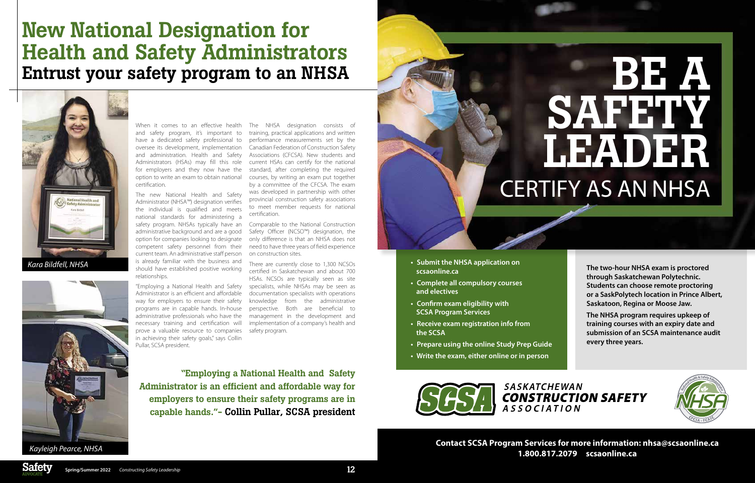# New National Designation for Health and Safety Administrators

## Entrust your safety program to an NHSA

*Kara Bildfell, NHSA*

*Kayleigh Pearce, NHSA*

When it comes to an effective health and safety program, it's important to have a dedicated safety professional to oversee its development, implementation and administration. Health and Safety Administrators (HSAs) may fill this role for employers and they now have the option to write an exam to obtain national certification.

The new National Health and Safety Administrator (NHSA™) designation verifies the individual is qualified and meets national standards for administering a safety program. NHSAs typically have an administrative background and are a good option for companies looking to designate competent safety personnel from their current team. An administrative staff person is already familiar with the business and should have established positive working relationships.

"Employing a National Health and Safety Administrator is an efficient and affordable way for employers to ensure their safety programs are in capable hands. In-house administrative professionals who have the necessary training and certification will prove a valuable resource to companies in achieving their safety goals," says Collin Pullar, SCSA president.

The NHSA designation consists of training, practical applications and written performance measurements set by the Canadian Federation of Construction Safety Associations (CFCSA). New students and current HSAs can certify for the national standard, after completing the required courses, by writing an exam put together by a committee of the CFCSA. The exam was developed in partnership with other provincial construction safety associations to meet member requests for national certification.

Comparable to the National Construction Safety Officer (NCSO™) designation, the only difference is that an NHSA does not need to have three years of field experience on construction sites.

There are currently close to 1,300 NCSOs certified in Saskatchewan and about 700 HSAs. NCSOs are typically seen as site specialists, while NHSAs may be seen as documentation specialists with operations knowledge from the administrative perspective. Both are beneficial to management in the development and implementation of a company's health and safety program.

**"Employing a National Health and Safety Administrator is an efficient and affordable way for employers to ensure their safety programs are in capable hands."- Collin Pullar, SCSA president**

# BE A SAFETY LEADER

## CERTIFY AS AN NHSA

- **Submit the NHSA application on scsaonline.ca**
- **Complete all compulsory courses and electives**
- **Confirm exam eligibility with SCSA Program Services**
- **Receive exam registration info from the SCSA**
- **Prepare using the online Study Prep Guide**
- **Write the exam, either online or in person**

**The two-hour NHSA exam is proctored through Saskatchewan Polytechnic. Students can choose remote proctoring or a SaskPolytech location in Prince Albert, Saskatoon, Regina or Moose Jaw.**

**The NHSA program requires upkeep of training courses with an expiry date and submission of an SCSA maintenance audit every three years.**

SCSA SASKATCHEWAN CONSTRUCTION SAFETY ASSOCIATION

**Contact SCSA Program Services for more information: nhsa@scsaonline.ca 1.800.817.2079 scsaonline.ca**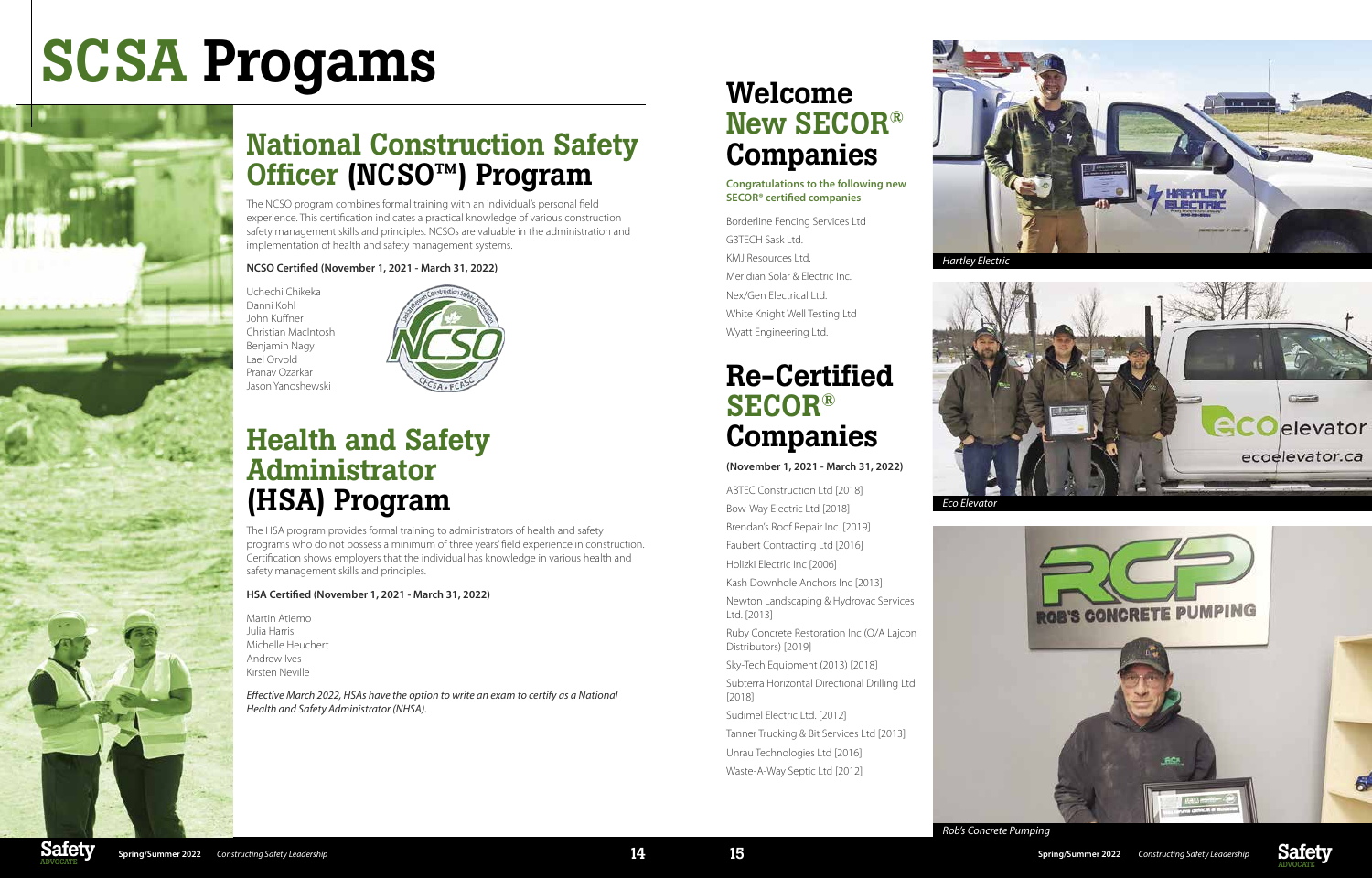# SCSA Progams

## National Construction Safety Officer (NCSO™) Program

The NCSO program combines formal training with an individual's personal field experience. This certification indicates a practical knowledge of various construction safety management skills and principles. NCSOs are valuable in the administration and implementation of health and safety management systems.

**NCSO Certified (November 1, 2021 - March 31, 2022)**

Uchechi Chikeka
Danni Kohl
John Kuffner
Christian MacIntosh
Benjamin Nagy
Lael Orvold
Pranav Ozarkar
Jason Yanoshewski

## Health and Safety Administrator (HSA) Program

The HSA program provides formal training to administrators of health and safety programs who do not possess a minimum of three years' field experience in construction. Certification shows employers that the individual has knowledge in various health and safety management skills and principles.

**HSA Certified (November 1, 2021 - March 31, 2022)**

Martin Atiemo
Julia Harris
Michelle Heuchert
Andrew Ives
Kirsten Neville

*Effective March 2022, HSAs have the option to write an exam to certify as a National Health and Safety Administrator (NHSA).*

## Welcome New SECOR® Companies

**Congratulations to the following new SECOR® certified companies**

Borderline Fencing Services Ltd
G3TECH Sask Ltd.
KMJ Resources Ltd.
Meridian Solar & Electric Inc.
Nex/Gen Electrical Ltd.
White Knight Well Testing Ltd
Wyatt Engineering Ltd.

## Re-Certified SECOR® Companies

**(November 1, 2021 - March 31, 2022)**

ABTEC Construction Ltd [2018]
Bow-Way Electric Ltd [2018]
Brendan's Roof Repair Inc. [2019]
Faubert Contracting Ltd [2016]
Holizki Electric Inc [2006]
Kash Downhole Anchors Inc [2013]
Newton Landscaping & Hydrovac Services Ltd. [2013]
Ruby Concrete Restoration Inc (O/A Lajcon Distributors) [2019]
Sky-Tech Equipment (2013) [2018]
Subterra Horizontal Directional Drilling Ltd [2018]
Sudimel Electric Ltd. [2012]
Tanner Trucking & Bit Services Ltd [2013]
Unrau Technologies Ltd [2016]
Waste-A-Way Septic Ltd [2012]

*Hartley Electric*

*Eco Elevator*

*Rob's Concrete Pumping*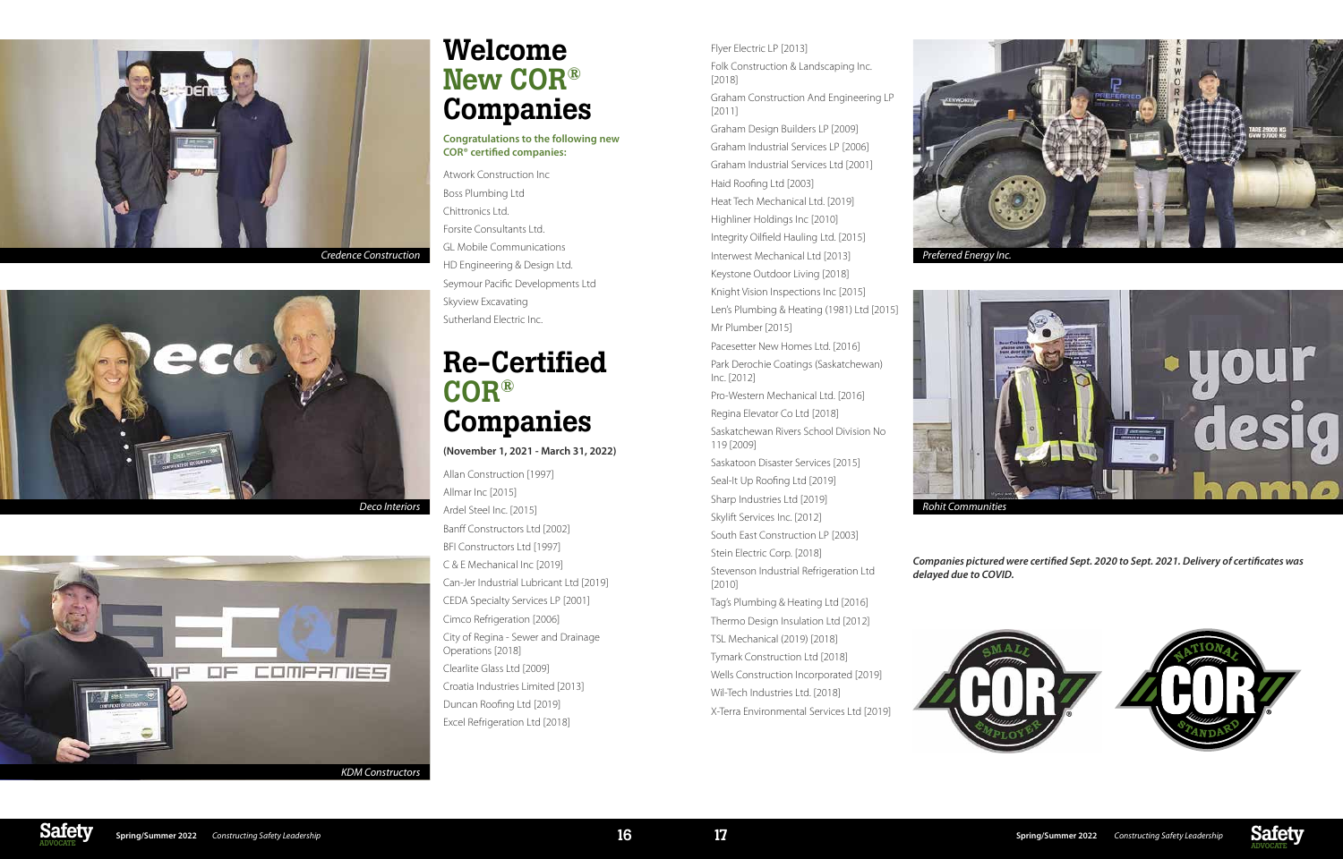Credence Construction

Deco Interiors

KDM Constructors

# Welcome New COR® Companies

**Congratulations to the following new COR® certified companies:**

Atwork Construction Inc
Boss Plumbing Ltd
Chittronics Ltd.
Forsite Consultants Ltd.
GL Mobile Communications
HD Engineering & Design Ltd.
Seymour Pacific Developments Ltd
Skyview Excavating
Sutherland Electric Inc.

# Re-Certified COR® Companies

**(November 1, 2021 - March 31, 2022)**

Allan Construction [1997]
Allmar Inc [2015]
Ardel Steel Inc. [2015]
Banff Constructors Ltd [2002]
BFI Constructors Ltd [1997]
C & E Mechanical Inc [2019]
Can-Jer Industrial Lubricant Ltd [2019]
CEDA Specialty Services LP [2001]
Cimco Refrigeration [2006]
City of Regina - Sewer and Drainage Operations [2018]
Clearlite Glass Ltd [2009]
Croatia Industries Limited [2013]
Duncan Roofing Ltd [2019]
Excel Refrigeration Ltd [2018]
Flyer Electric LP [2013]
Folk Construction & Landscaping Inc. [2018]
Graham Construction And Engineering LP [2011]
Graham Design Builders LP [2009]
Graham Industrial Services LP [2006]
Graham Industrial Services Ltd [2001]
Haid Roofing Ltd [2003]
Heat Tech Mechanical Ltd. [2019]
Highliner Holdings Inc [2010]
Integrity Oilfield Hauling Ltd. [2015]
Interwest Mechanical Ltd [2013]
Keystone Outdoor Living [2018]
Knight Vision Inspections Inc [2015]
Len's Plumbing & Heating (1981) Ltd [2015]
Mr Plumber [2015]
Pacesetter New Homes Ltd. [2016]
Park Derochie Coatings (Saskatchewan) Inc. [2012]
Pro-Western Mechanical Ltd. [2016]
Regina Elevator Co Ltd [2018]
Saskatchewan Rivers School Division No 119 [2009]
Saskatoon Disaster Services [2015]
Seal-It Up Roofing Ltd [2019]
Sharp Industries Ltd [2019]
Skylift Services Inc. [2012]
South East Construction LP [2003]
Stein Electric Corp. [2018]
Stevenson Industrial Refrigeration Ltd [2010]
Tag's Plumbing & Heating Ltd [2016]
Thermo Design Insulation Ltd [2012]
TSL Mechanical (2019) [2018]
Tymark Construction Ltd [2018]
Wells Construction Incorporated [2019]
Wil-Tech Industries Ltd. [2018]
X-Terra Environmental Services Ltd [2019]

Preferred Energy Inc.

Rohit Communities

***Companies pictured were certified Sept. 2020 to Sept. 2021. Delivery of certificates was delayed due to COVID.***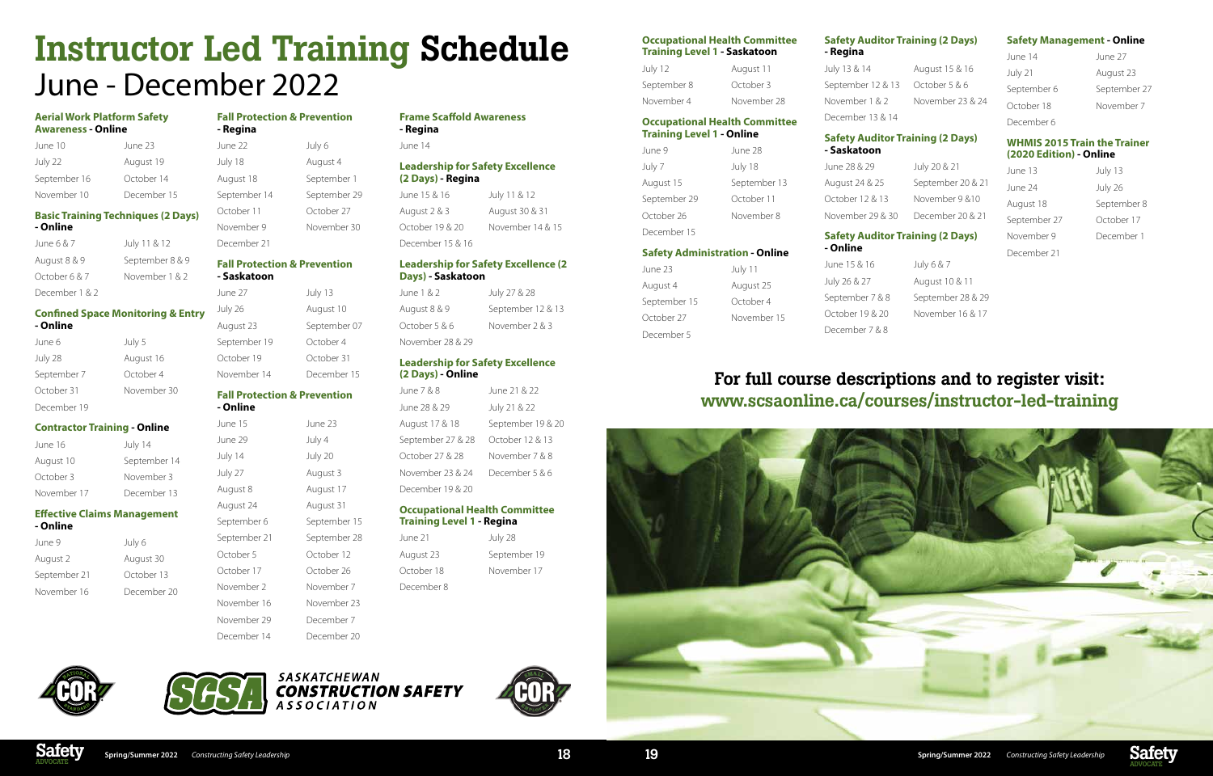# Instructor Led Training Schedule

## June - December 2022

### Aerial Work Platform Safety Awareness - Online

| | |
|---|---|
| June 10 | June 23 |
| July 22 | August 19 |
| September 16 | October 14 |
| November 10 | December 15 |

### Basic Training Techniques (2 Days) - Online

| | |
|---|---|
| June 6 & 7 | July 11 & 12 |
| August 8 & 9 | September 8 & 9 |
| October 6 & 7 | November 1 & 2 |
| December 1 & 2 | |

### Confined Space Monitoring & Entry - Online

| | |
|---|---|
| June 6 | July 5 |
| July 28 | August 16 |
| September 7 | October 4 |
| October 31 | November 30 |
| December 19 | |

### Contractor Training - Online

| | |
|---|---|
| June 16 | July 14 |
| August 10 | September 14 |
| October 3 | November 3 |
| November 17 | December 13 |

### Effective Claims Management - Online

| | |
|---|---|
| June 9 | July 6 |
| August 2 | August 30 |
| September 21 | October 13 |
| November 16 | December 20 |

### Fall Protection & Prevention - Regina

| | |
|---|---|
| June 22 | July 6 |
| July 18 | August 4 |
| August 18 | September 1 |
| September 14 | September 29 |
| October 11 | October 27 |
| November 9 | November 30 |
| December 21 | |

### Fall Protection & Prevention - Saskatoon

| | |
|---|---|
| June 27 | July 13 |
| July 26 | August 10 |
| August 23 | September 07 |
| September 19 | October 4 |
| October 19 | October 31 |
| November 14 | December 15 |

### Fall Protection & Prevention - Online

| | |
|---|---|
| June 15 | June 23 |
| June 29 | July 4 |
| July 14 | July 20 |
| July 27 | August 3 |
| August 8 | August 17 |
| August 24 | August 31 |
| September 6 | September 15 |
| September 21 | September 28 |
| October 5 | October 12 |
| October 17 | October 26 |
| November 2 | November 7 |
| November 16 | November 23 |
| November 29 | December 7 |
| December 14 | December 20 |

### Frame Scaffold Awareness - Regina

June 14

### Leadership for Safety Excellence (2 Days) - Regina

| | |
|---|---|
| June 15 & 16 | July 11 & 12 |
| August 2 & 3 | August 30 & 31 |
| October 19 & 20 | November 14 & 15 |
| December 15 & 16 | |

### Leadership for Safety Excellence (2 Days) - Saskatoon

| | |
|---|---|
| June 1 & 2 | July 27 & 28 |
| August 8 & 9 | September 12 & 13 |
| October 5 & 6 | November 2 & 3 |
| November 28 & 29 | |

### Leadership for Safety Excellence (2 Days) - Online

| | |
|---|---|
| June 7 & 8 | June 21 & 22 |
| June 28 & 29 | July 21 & 22 |
| August 17 & 18 | September 19 & 20 |
| September 27 & 28 | October 12 & 13 |
| October 27 & 28 | November 7 & 8 |
| November 23 & 24 | December 5 & 6 |
| December 19 & 20 | |

### Occupational Health Committee Training Level 1 - Regina

| | |
|---|---|
| June 21 | July 28 |
| August 23 | September 19 |
| October 18 | November 17 |
| December 8 | |

### Occupational Health Committee Training Level 1 - Saskatoon

| | |
|---|---|
| July 12 | August 11 |
| September 8 | October 3 |
| November 4 | November 28 |

### Occupational Health Committee Training Level 1 - Online

| | |
|---|---|
| June 9 | June 28 |
| July 7 | July 18 |
| August 15 | September 13 |
| September 29 | October 11 |
| October 26 | November 8 |
| December 15 | |

### Safety Administration - Online

| | |
|---|---|
| June 23 | July 11 |
| August 4 | August 25 |
| September 15 | October 4 |
| October 27 | November 15 |
| December 5 | |

### Safety Auditor Training (2 Days) - Regina

| | |
|---|---|
| July 13 & 14 | August 15 & 16 |
| September 12 & 13 | October 5 & 6 |
| November 1 & 2 | November 23 & 24 |
| December 13 & 14 | |

### Safety Auditor Training (2 Days) - Saskatoon

| | |
|---|---|
| June 28 & 29 | July 20 & 21 |
| August 24 & 25 | September 20 & 21 |
| October 12 & 13 | November 9 &10 |
| November 29 & 30 | December 20 & 21 |

### Safety Auditor Training (2 Days) - Online

| | |
|---|---|
| June 15 & 16 | July 6 & 7 |
| July 26 & 27 | August 10 & 11 |
| September 7 & 8 | September 28 & 29 |
| October 19 & 20 | November 16 & 17 |
| December 7 & 8 | |

### Safety Management - Online

| | |
|---|---|
| June 14 | June 27 |
| July 21 | August 23 |
| September 6 | September 27 |
| October 18 | November 7 |
| December 6 | |

### WHMIS 2015 Train the Trainer (2020 Edition) - Online

| | |
|---|---|
| June 13 | July 13 |
| June 24 | July 26 |
| August 18 | September 8 |
| September 27 | October 17 |
| November 9 | December 1 |
| December 21 | |

## For full course descriptions and to register visit: www.scsaonline.ca/courses/instructor-led-training

SASKATCHEWAN CONSTRUCTION SAFETY ASSOCIATION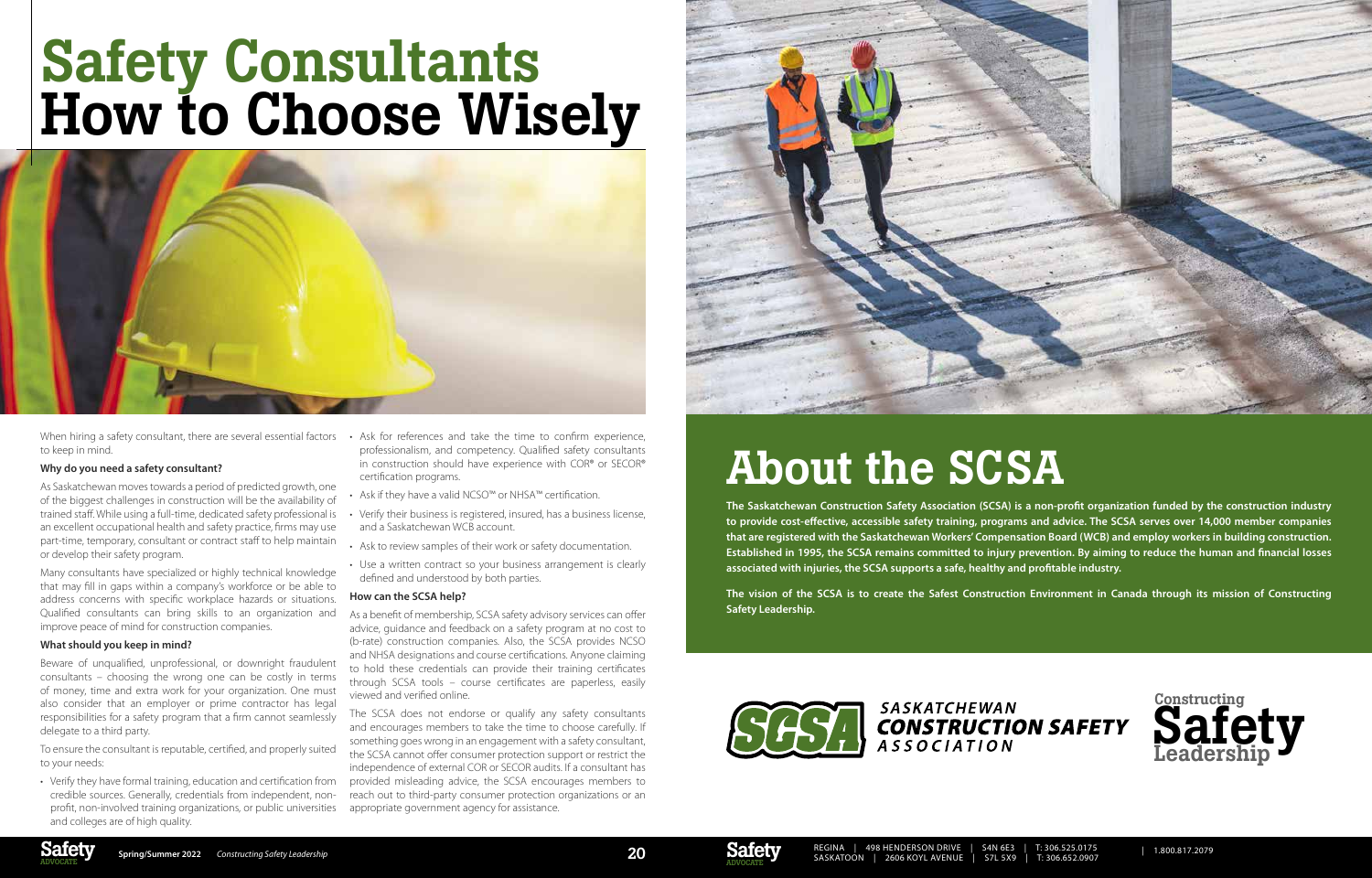# Safety Consultants How to Choose Wisely

When hiring a safety consultant, there are several essential factors to keep in mind.

**Why do you need a safety consultant?**

As Saskatchewan moves towards a period of predicted growth, one of the biggest challenges in construction will be the availability of trained staff. While using a full-time, dedicated safety professional is an excellent occupational health and safety practice, firms may use part-time, temporary, consultant or contract staff to help maintain or develop their safety program.

Many consultants have specialized or highly technical knowledge that may fill in gaps within a company's workforce or be able to address concerns with specific workplace hazards or situations. Qualified consultants can bring skills to an organization and improve peace of mind for construction companies.

**What should you keep in mind?**

Beware of unqualified, unprofessional, or downright fraudulent consultants – choosing the wrong one can be costly in terms of money, time and extra work for your organization. One must also consider that an employer or prime contractor has legal responsibilities for a safety program that a firm cannot seamlessly delegate to a third party.

To ensure the consultant is reputable, certified, and properly suited to your needs:

- Verify they have formal training, education and certification from credible sources. Generally, credentials from independent, non-profit, non-involved training organizations, or public universities and colleges are of high quality.
- Ask for references and take the time to confirm experience, professionalism, and competency. Qualified safety consultants in construction should have experience with COR® or SECOR® certification programs.
- Ask if they have a valid NCSO™ or NHSA™ certification.
- Verify their business is registered, insured, has a business license, and a Saskatchewan WCB account.
- Ask to review samples of their work or safety documentation.
- Use a written contract so your business arrangement is clearly defined and understood by both parties.

**How can the SCSA help?**

As a benefit of membership, SCSA safety advisory services can offer advice, guidance and feedback on a safety program at no cost to (b-rate) construction companies. Also, the SCSA provides NCSO and NHSA designations and course certifications. Anyone claiming to hold these credentials can provide their training certificates through SCSA tools – course certificates are paperless, easily viewed and verified online.

The SCSA does not endorse or qualify any safety consultants and encourages members to take the time to choose carefully. If something goes wrong in an engagement with a safety consultant, the SCSA cannot offer consumer protection support or restrict the independence of external COR or SECOR audits. If a consultant has provided misleading advice, the SCSA encourages members to reach out to third-party consumer protection organizations or an appropriate government agency for assistance.

# About the SCSA

**The Saskatchewan Construction Safety Association (SCSA) is a non-profit organization funded by the construction industry to provide cost-effective, accessible safety training, programs and advice. The SCSA serves over 14,000 member companies that are registered with the Saskatchewan Workers' Compensation Board (WCB) and employ workers in building construction. Established in 1995, the SCSA remains committed to injury prevention. By aiming to reduce the human and financial losses associated with injuries, the SCSA supports a safe, healthy and profitable industry.**

**The vision of the SCSA is to create the Safest Construction Environment in Canada through its mission of Constructing Safety Leadership.**

SCSA SASKATCHEWAN CONSTRUCTION SAFETY ASSOCIATION

Constructing Safety Leadership

REGINA | 498 HENDERSON DRIVE | S4N 6E3 | T: 306.525.0175 | 1.800.817.2079
SASKATOON | 2606 KOYL AVENUE | S7L 5X9 | T: 306.652.0907